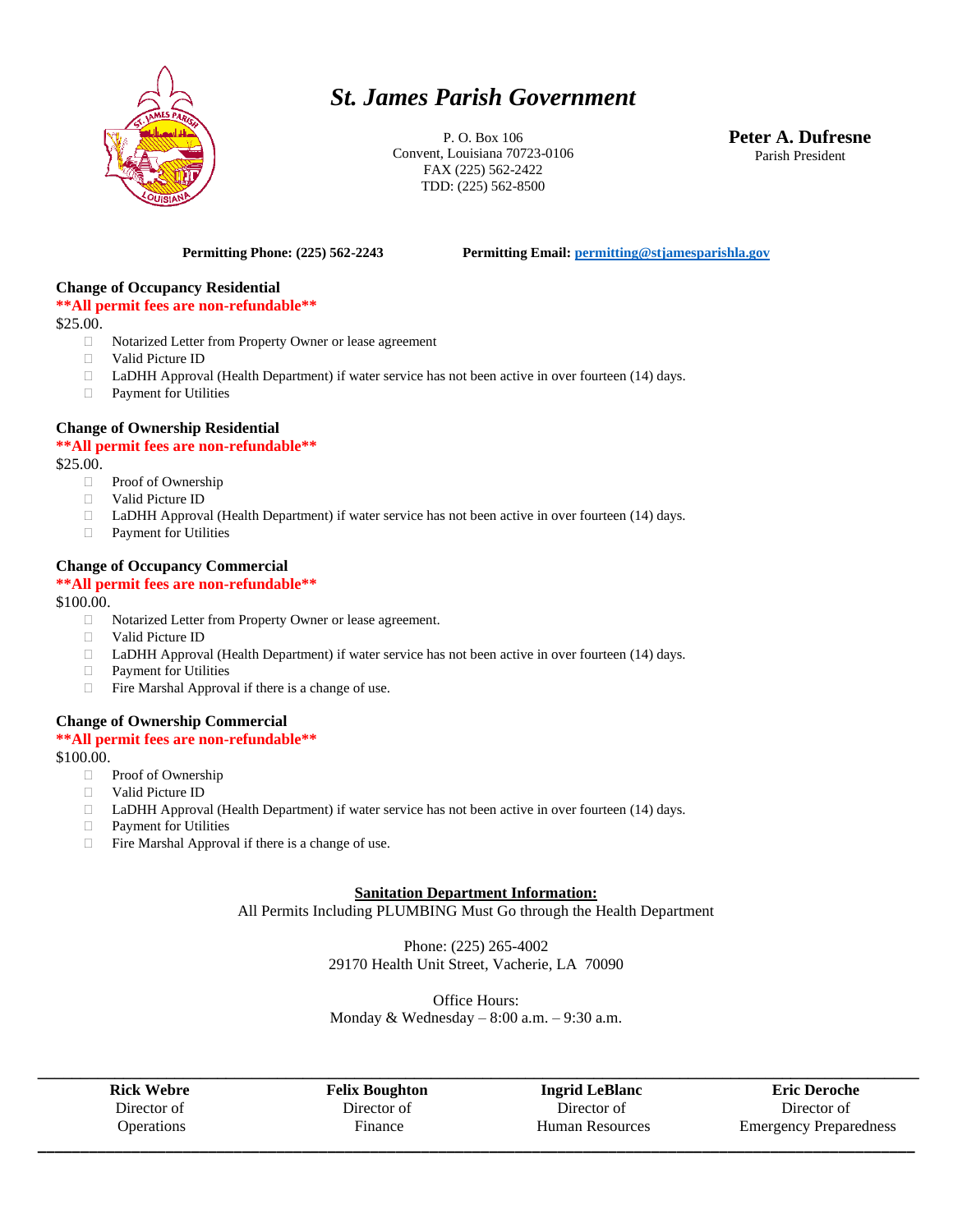# *St. James Parish Government*

P. O. Box 106
Convent, Louisiana 70723-0106
FAX (225) 562-2422
TDD: (225) 562-8500

**Peter A. Dufresne**
Parish President

**Permitting Phone: (225) 562-2243** **Permitting Email: permitting@stjamesparishla.gov**

**Change of Occupancy Residential**

**\*\*All permit fees are non-refundable\*\***

$25.00.

- Notarized Letter from Property Owner or lease agreement
- Valid Picture ID
- LaDHH Approval (Health Department) if water service has not been active in over fourteen (14) days.
- Payment for Utilities

**Change of Ownership Residential**

**\*\*All permit fees are non-refundable\*\***

$25.00.

- Proof of Ownership
- Valid Picture ID
- LaDHH Approval (Health Department) if water service has not been active in over fourteen (14) days.
- Payment for Utilities

**Change of Occupancy Commercial**

**\*\*All permit fees are non-refundable\*\***

$100.00.

- Notarized Letter from Property Owner or lease agreement.
- Valid Picture ID
- LaDHH Approval (Health Department) if water service has not been active in over fourteen (14) days.
- Payment for Utilities
- Fire Marshal Approval if there is a change of use.

**Change of Ownership Commercial**

**\*\*All permit fees are non-refundable\*\***

$100.00.

- Proof of Ownership
- Valid Picture ID
- LaDHH Approval (Health Department) if water service has not been active in over fourteen (14) days.
- Payment for Utilities
- Fire Marshal Approval if there is a change of use.

**Sanitation Department Information:**

All Permits Including PLUMBING Must Go through the Health Department

Phone: (225) 265-4002
29170 Health Unit Street, Vacherie, LA 70090

Office Hours:
Monday & Wednesday – 8:00 a.m. – 9:30 a.m.

| **Rick Webre** | **Felix Boughton** | **Ingrid LeBlanc** | **Eric Deroche** |
|---|---|---|---|
| Director of Operations | Director of Finance | Director of Human Resources | Director of Emergency Preparedness |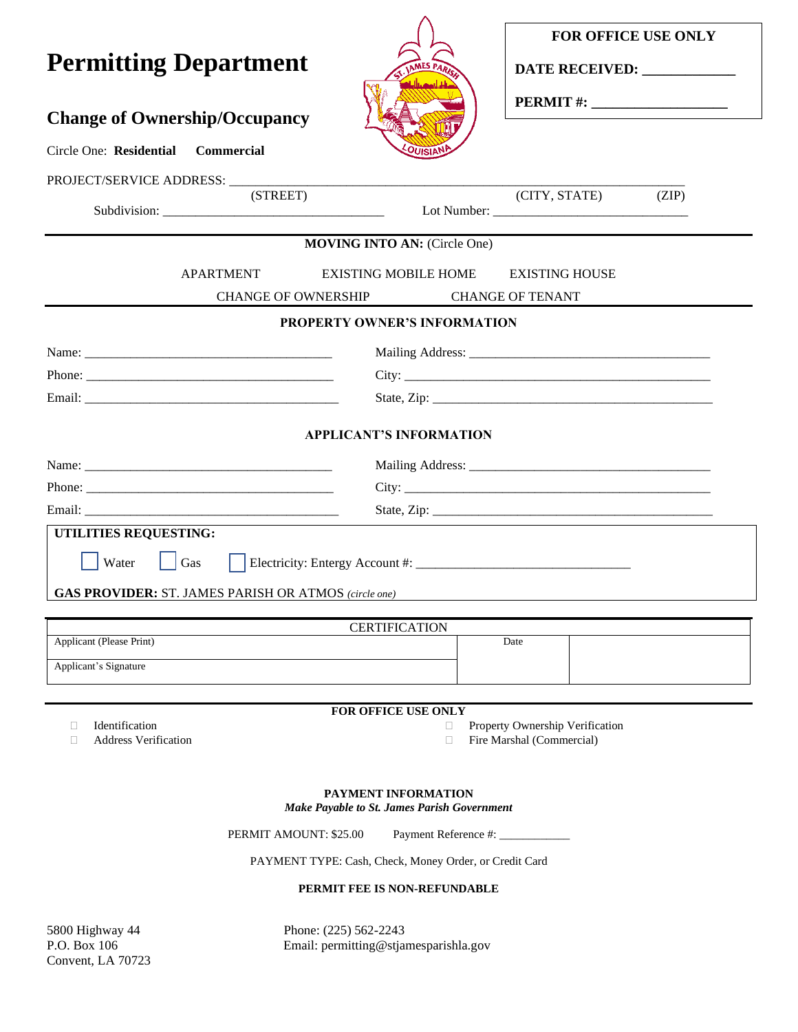# Permitting Department

**FOR OFFICE USE ONLY**

**DATE RECEIVED: ____________**

**PERMIT #: __________________**

## Change of Ownership/Occupancy

Circle One: **Residential** **Commercial**

PROJECT/SERVICE ADDRESS: ______________________________________________________________

(STREET) (CITY, STATE) (ZIP)

Subdivision: ________________________________ Lot Number: ____________________________

**MOVING INTO AN:** (Circle One)

APARTMENT EXISTING MOBILE HOME EXISTING HOUSE

CHANGE OF OWNERSHIP CHANGE OF TENANT

**PROPERTY OWNER'S INFORMATION**

Name: ______________________________________ Mailing Address: ____________________________________

Phone: ______________________________________ City: ______________________________________________

Email: _______________________________________ State, Zip: ________________________________________

**APPLICANT'S INFORMATION**

Name: ______________________________________ Mailing Address: ____________________________________

Phone: ______________________________________ City: ______________________________________________

Email: _______________________________________ State, Zip: ________________________________________

**UTILITIES REQUESTING:**

☐ Water ☐ Gas ☐ Electricity: Entergy Account #: ________________________________

**GAS PROVIDER:** ST. JAMES PARISH OR ATMOS *(circle one)*

| CERTIFICATION | | |
|---|---|---|
| Applicant (Please Print) | Date | |
| Applicant's Signature | | |

**FOR OFFICE USE ONLY**

- ☐ Identification
- ☐ Address Verification
- ☐ Property Ownership Verification
- ☐ Fire Marshal (Commercial)

**PAYMENT INFORMATION**

***Make Payable to St. James Parish Government***

PERMIT AMOUNT: $25.00 Payment Reference #: ____________

PAYMENT TYPE: Cash, Check, Money Order, or Credit Card

**PERMIT FEE IS NON-REFUNDABLE**

5800 Highway 44
P.O. Box 106
Convent, LA 70723

Phone: (225) 562-2243
Email: permitting@stjamesparishla.gov